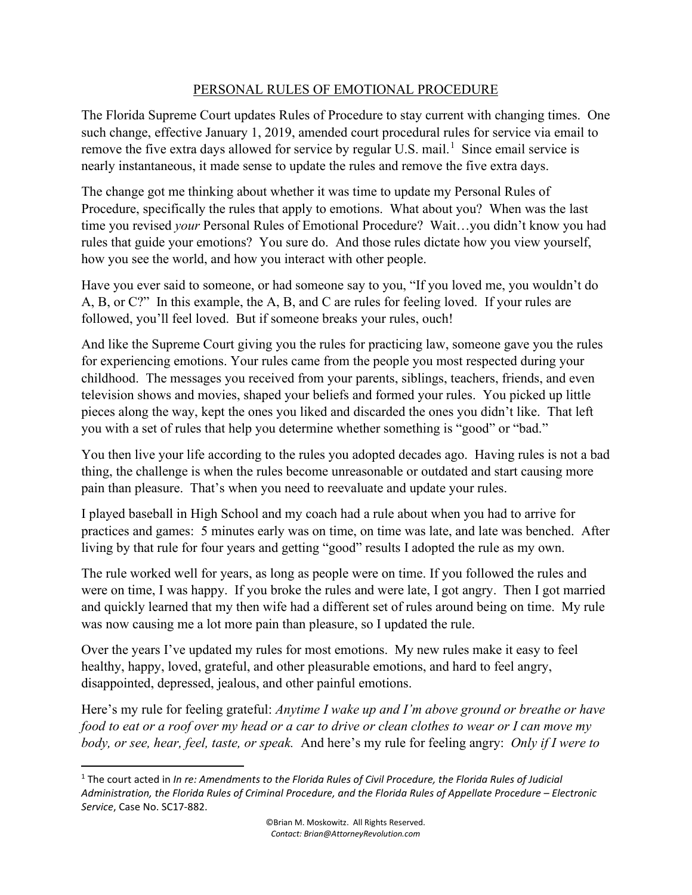# PERSONAL RULES OF EMOTIONAL PROCEDURE

The Florida Supreme Court updates Rules of Procedure to stay current with changing times. One such change, effective January 1, 2019, amended court procedural rules for service via email to remove the five extra days allowed for service by regular U.S. mail.[1] Since email service is nearly instantaneous, it made sense to update the rules and remove the five extra days.

The change got me thinking about whether it was time to update my Personal Rules of Procedure, specifically the rules that apply to emotions. What about you? When was the last time you revised *your* Personal Rules of Emotional Procedure? Wait…you didn't know you had rules that guide your emotions? You sure do. And those rules dictate how you view yourself, how you see the world, and how you interact with other people.

Have you ever said to someone, or had someone say to you, "If you loved me, you wouldn't do A, B, or C?" In this example, the A, B, and C are rules for feeling loved. If your rules are followed, you'll feel loved. But if someone breaks your rules, ouch!

And like the Supreme Court giving you the rules for practicing law, someone gave you the rules for experiencing emotions. Your rules came from the people you most respected during your childhood. The messages you received from your parents, siblings, teachers, friends, and even television shows and movies, shaped your beliefs and formed your rules. You picked up little pieces along the way, kept the ones you liked and discarded the ones you didn't like. That left you with a set of rules that help you determine whether something is "good" or "bad."

You then live your life according to the rules you adopted decades ago. Having rules is not a bad thing, the challenge is when the rules become unreasonable or outdated and start causing more pain than pleasure. That's when you need to reevaluate and update your rules.

I played baseball in High School and my coach had a rule about when you had to arrive for practices and games: 5 minutes early was on time, on time was late, and late was benched. After living by that rule for four years and getting "good" results I adopted the rule as my own.

The rule worked well for years, as long as people were on time. If you followed the rules and were on time, I was happy. If you broke the rules and were late, I got angry. Then I got married and quickly learned that my then wife had a different set of rules around being on time. My rule was now causing me a lot more pain than pleasure, so I updated the rule.

Over the years I've updated my rules for most emotions. My new rules make it easy to feel healthy, happy, loved, grateful, and other pleasurable emotions, and hard to feel angry, disappointed, depressed, jealous, and other painful emotions.

Here's my rule for feeling grateful: *Anytime I wake up and I'm above ground or breathe or have food to eat or a roof over my head or a car to drive or clean clothes to wear or I can move my body, or see, hear, feel, taste, or speak.* And here's my rule for feeling angry: *Only if I were to*

---

[1] The court acted in *In re: Amendments to the Florida Rules of Civil Procedure, the Florida Rules of Judicial Administration, the Florida Rules of Criminal Procedure, and the Florida Rules of Appellate Procedure – Electronic Service*, Case No. SC17-882.

©Brian M. Moskowitz. All Rights Reserved.
*Contact: Brian@AttorneyRevolution.com*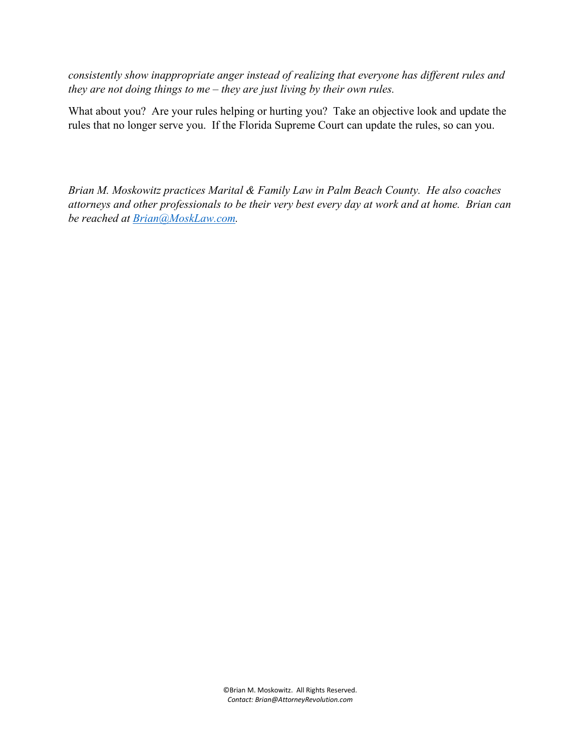*consistently show inappropriate anger instead of realizing that everyone has different rules and they are not doing things to me – they are just living by their own rules.*

What about you? Are your rules helping or hurting you? Take an objective look and update the rules that no longer serve you. If the Florida Supreme Court can update the rules, so can you.

*Brian M. Moskowitz practices Marital & Family Law in Palm Beach County. He also coaches attorneys and other professionals to be their very best every day at work and at home. Brian can be reached at [Brian@MoskLaw.com](mailto:Brian@MoskLaw.com).*

©Brian M. Moskowitz. All Rights Reserved.
*Contact: Brian@AttorneyRevolution.com*